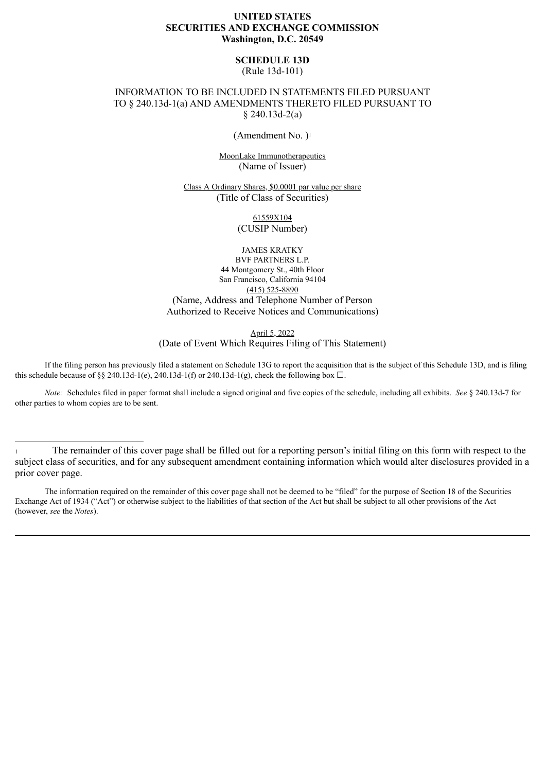**UNITED STATES**
**SECURITIES AND EXCHANGE COMMISSION**
**Washington, D.C. 20549**

**SCHEDULE 13D**
(Rule 13d-101)

INFORMATION TO BE INCLUDED IN STATEMENTS FILED PURSUANT TO § 240.13d-1(a) AND AMENDMENTS THERETO FILED PURSUANT TO § 240.13d-2(a)

(Amendment No. )[1]

MoonLake Immunotherapeutics
(Name of Issuer)

Class A Ordinary Shares, $0.0001 par value per share
(Title of Class of Securities)

61559X104
(CUSIP Number)

JAMES KRATKY
BVF PARTNERS L.P.
44 Montgomery St., 40th Floor
San Francisco, California 94104
(415) 525-8890
(Name, Address and Telephone Number of Person Authorized to Receive Notices and Communications)

April 5, 2022
(Date of Event Which Requires Filing of This Statement)

If the filing person has previously filed a statement on Schedule 13G to report the acquisition that is the subject of this Schedule 13D, and is filing this schedule because of §§ 240.13d-1(e), 240.13d-1(f) or 240.13d-1(g), check the following box ☐.

*Note:* Schedules filed in paper format shall include a signed original and five copies of the schedule, including all exhibits. *See* § 240.13d-7 for other parties to whom copies are to be sent.

---

[1] The remainder of this cover page shall be filled out for a reporting person's initial filing on this form with respect to the subject class of securities, and for any subsequent amendment containing information which would alter disclosures provided in a prior cover page.

The information required on the remainder of this cover page shall not be deemed to be "filed" for the purpose of Section 18 of the Securities Exchange Act of 1934 ("Act") or otherwise subject to the liabilities of that section of the Act but shall be subject to all other provisions of the Act (however, *see* the *Notes*).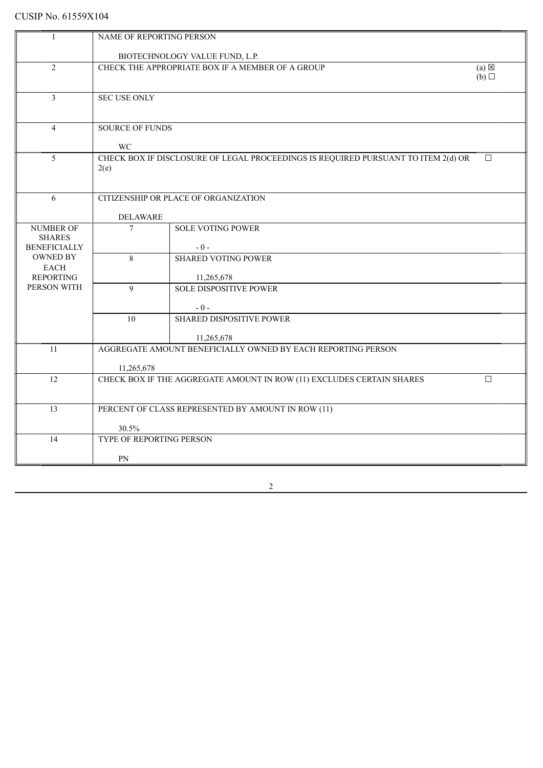CUSIP No. 61559X104

| | | | |
|---|---|---|---|
| 1 | NAME OF REPORTING PERSON<br><br>BIOTECHNOLOGY VALUE FUND, L.P. | | |
| 2 | CHECK THE APPROPRIATE BOX IF A MEMBER OF A GROUP | | (a) ☒<br>(b) ☐ |
| 3 | SEC USE ONLY | | |
| 4 | SOURCE OF FUNDS<br><br>WC | | |
| 5 | CHECK BOX IF DISCLOSURE OF LEGAL PROCEEDINGS IS REQUIRED PURSUANT TO ITEM 2(d) OR 2(e) | | ☐ |
| 6 | CITIZENSHIP OR PLACE OF ORGANIZATION<br><br>DELAWARE | | |
| NUMBER OF SHARES BENEFICIALLY OWNED BY EACH REPORTING PERSON WITH | 7 | SOLE VOTING POWER<br><br>- 0 - | |
| | 8 | SHARED VOTING POWER<br><br>11,265,678 | |
| | 9 | SOLE DISPOSITIVE POWER<br><br>- 0 - | |
| | 10 | SHARED DISPOSITIVE POWER<br><br>11,265,678 | |
| 11 | AGGREGATE AMOUNT BENEFICIALLY OWNED BY EACH REPORTING PERSON<br><br>11,265,678 | | |
| 12 | CHECK BOX IF THE AGGREGATE AMOUNT IN ROW (11) EXCLUDES CERTAIN SHARES | | ☐ |
| 13 | PERCENT OF CLASS REPRESENTED BY AMOUNT IN ROW (11)<br><br>30.5% | | |
| 14 | TYPE OF REPORTING PERSON<br><br>PN | | |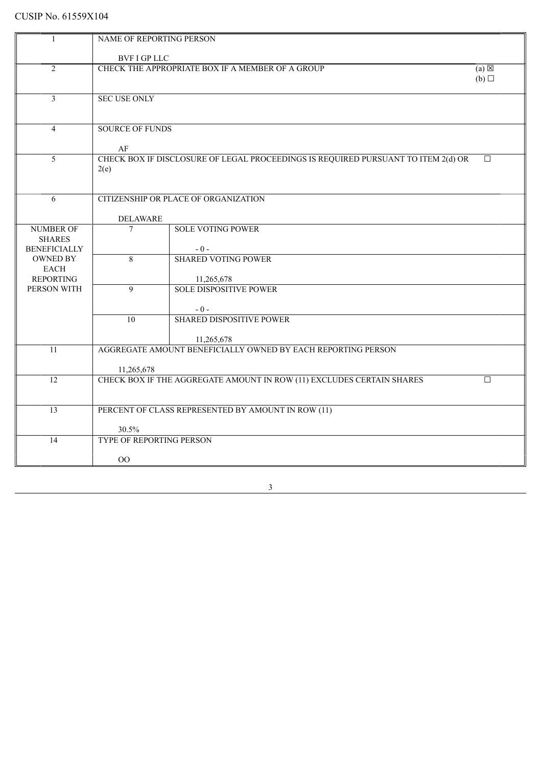CUSIP No. 61559X104

| | | | |
|---|---|---|---|
| 1 | NAME OF REPORTING PERSON<br><br>BVF I GP LLC | | |
| 2 | CHECK THE APPROPRIATE BOX IF A MEMBER OF A GROUP | | (a) ☒<br>(b) ☐ |
| 3 | SEC USE ONLY | | |
| 4 | SOURCE OF FUNDS<br><br>AF | | |
| 5 | CHECK BOX IF DISCLOSURE OF LEGAL PROCEEDINGS IS REQUIRED PURSUANT TO ITEM 2(d) OR 2(e) | | ☐ |
| 6 | CITIZENSHIP OR PLACE OF ORGANIZATION<br><br>DELAWARE | | |
| NUMBER OF SHARES BENEFICIALLY OWNED BY EACH REPORTING PERSON WITH | 7 | SOLE VOTING POWER<br><br>- 0 - | |
| | 8 | SHARED VOTING POWER<br><br>11,265,678 | |
| | 9 | SOLE DISPOSITIVE POWER<br><br>- 0 - | |
| | 10 | SHARED DISPOSITIVE POWER<br><br>11,265,678 | |
| 11 | AGGREGATE AMOUNT BENEFICIALLY OWNED BY EACH REPORTING PERSON<br><br>11,265,678 | | |
| 12 | CHECK BOX IF THE AGGREGATE AMOUNT IN ROW (11) EXCLUDES CERTAIN SHARES | | ☐ |
| 13 | PERCENT OF CLASS REPRESENTED BY AMOUNT IN ROW (11)<br><br>30.5% | | |
| 14 | TYPE OF REPORTING PERSON<br><br>OO | | |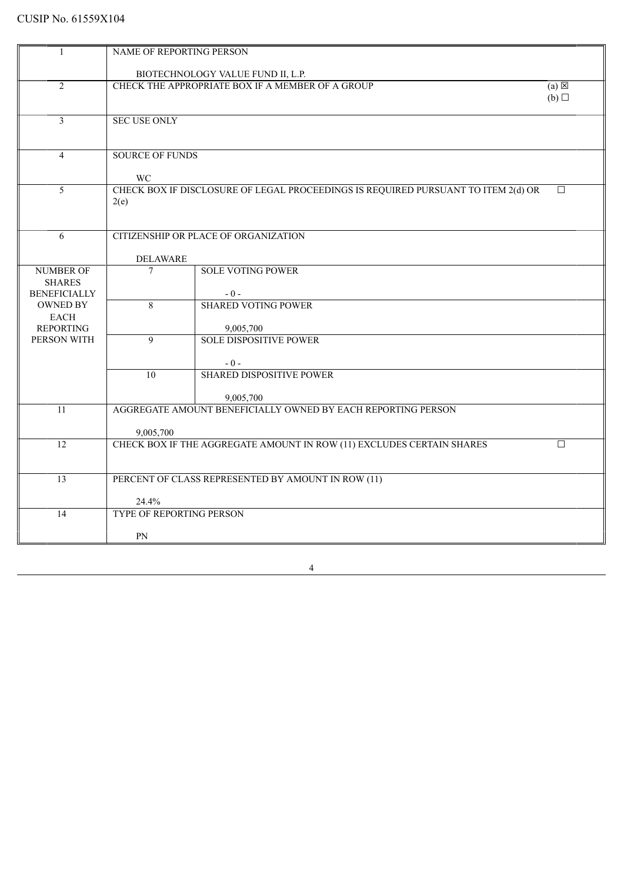CUSIP No. 61559X104

| | | | |
|---|---|---|---|
| 1 | NAME OF REPORTING PERSON<br><br>BIOTECHNOLOGY VALUE FUND II, L.P. | | |
| 2 | CHECK THE APPROPRIATE BOX IF A MEMBER OF A GROUP | | (a) ☒<br>(b) ☐ |
| 3 | SEC USE ONLY | | |
| 4 | SOURCE OF FUNDS<br><br>WC | | |
| 5 | CHECK BOX IF DISCLOSURE OF LEGAL PROCEEDINGS IS REQUIRED PURSUANT TO ITEM 2(d) OR 2(e) | | ☐ |
| 6 | CITIZENSHIP OR PLACE OF ORGANIZATION<br><br>DELAWARE | | |
| NUMBER OF SHARES BENEFICIALLY OWNED BY EACH REPORTING PERSON WITH | 7 | SOLE VOTING POWER<br><br>- 0 - | |
| | 8 | SHARED VOTING POWER<br><br>9,005,700 | |
| | 9 | SOLE DISPOSITIVE POWER<br><br>- 0 - | |
| | 10 | SHARED DISPOSITIVE POWER<br><br>9,005,700 | |
| 11 | AGGREGATE AMOUNT BENEFICIALLY OWNED BY EACH REPORTING PERSON<br><br>9,005,700 | | |
| 12 | CHECK BOX IF THE AGGREGATE AMOUNT IN ROW (11) EXCLUDES CERTAIN SHARES | | ☐ |
| 13 | PERCENT OF CLASS REPRESENTED BY AMOUNT IN ROW (11)<br><br>24.4% | | |
| 14 | TYPE OF REPORTING PERSON<br><br>PN | | |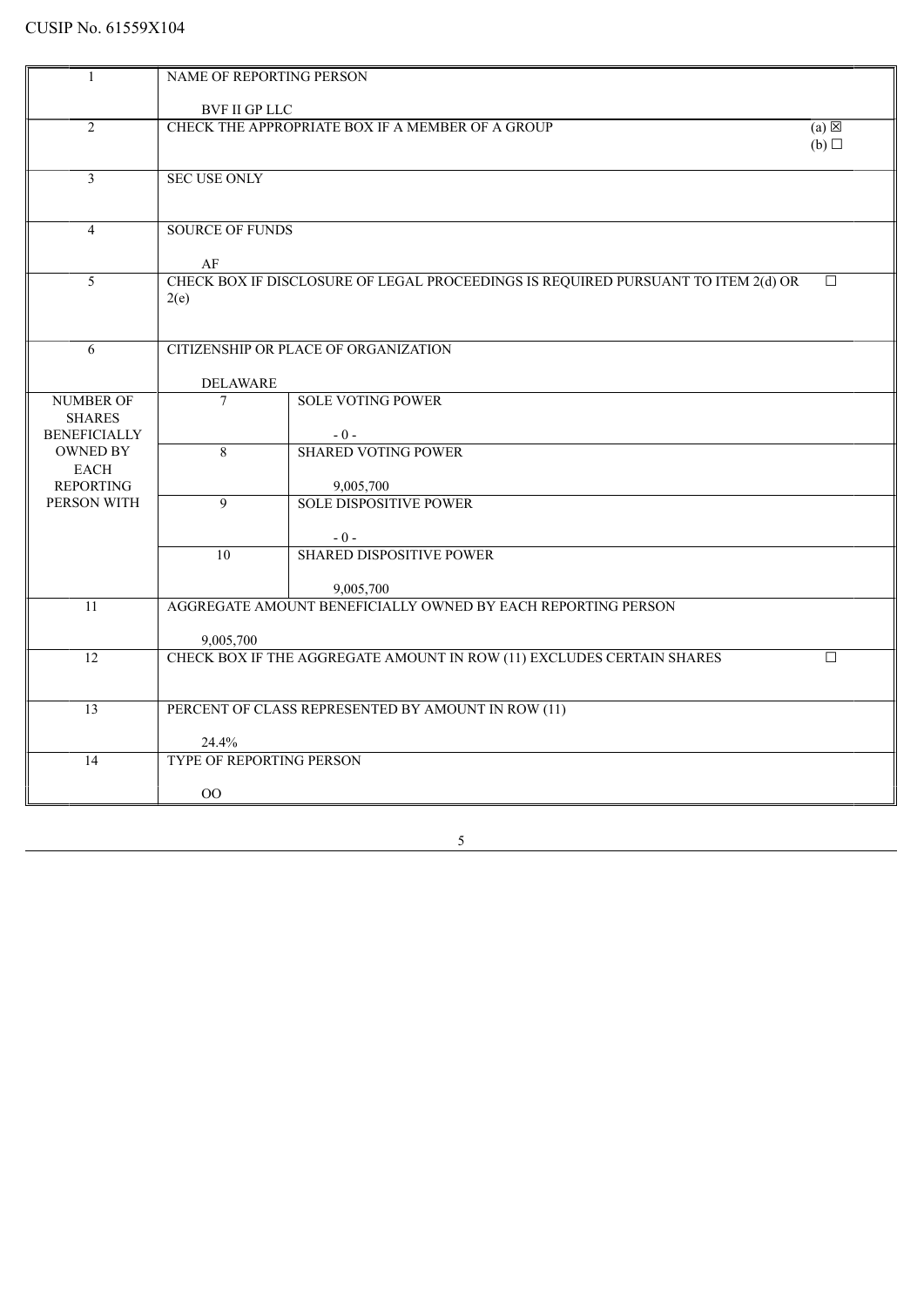CUSIP No. 61559X104

| 1 | NAME OF REPORTING PERSON<br><br>BVF II GP LLC | |
|---|---|---|
| 2 | CHECK THE APPROPRIATE BOX IF A MEMBER OF A GROUP | (a) ☒<br>(b) ☐ |
| 3 | SEC USE ONLY | |
| 4 | SOURCE OF FUNDS<br><br>AF | |
| 5 | CHECK BOX IF DISCLOSURE OF LEGAL PROCEEDINGS IS REQUIRED PURSUANT TO ITEM 2(d) OR 2(e) | ☐ |
| 6 | CITIZENSHIP OR PLACE OF ORGANIZATION<br><br>DELAWARE | |
| NUMBER OF SHARES BENEFICIALLY OWNED BY EACH REPORTING PERSON WITH | 7 | SOLE VOTING POWER<br><br>- 0 - |
| | 8 | SHARED VOTING POWER<br><br>9,005,700 |
| | 9 | SOLE DISPOSITIVE POWER<br><br>- 0 - |
| | 10 | SHARED DISPOSITIVE POWER<br><br>9,005,700 |
| 11 | AGGREGATE AMOUNT BENEFICIALLY OWNED BY EACH REPORTING PERSON<br><br>9,005,700 | |
| 12 | CHECK BOX IF THE AGGREGATE AMOUNT IN ROW (11) EXCLUDES CERTAIN SHARES | ☐ |
| 13 | PERCENT OF CLASS REPRESENTED BY AMOUNT IN ROW (11)<br><br>24.4% | |
| 14 | TYPE OF REPORTING PERSON<br><br>OO | |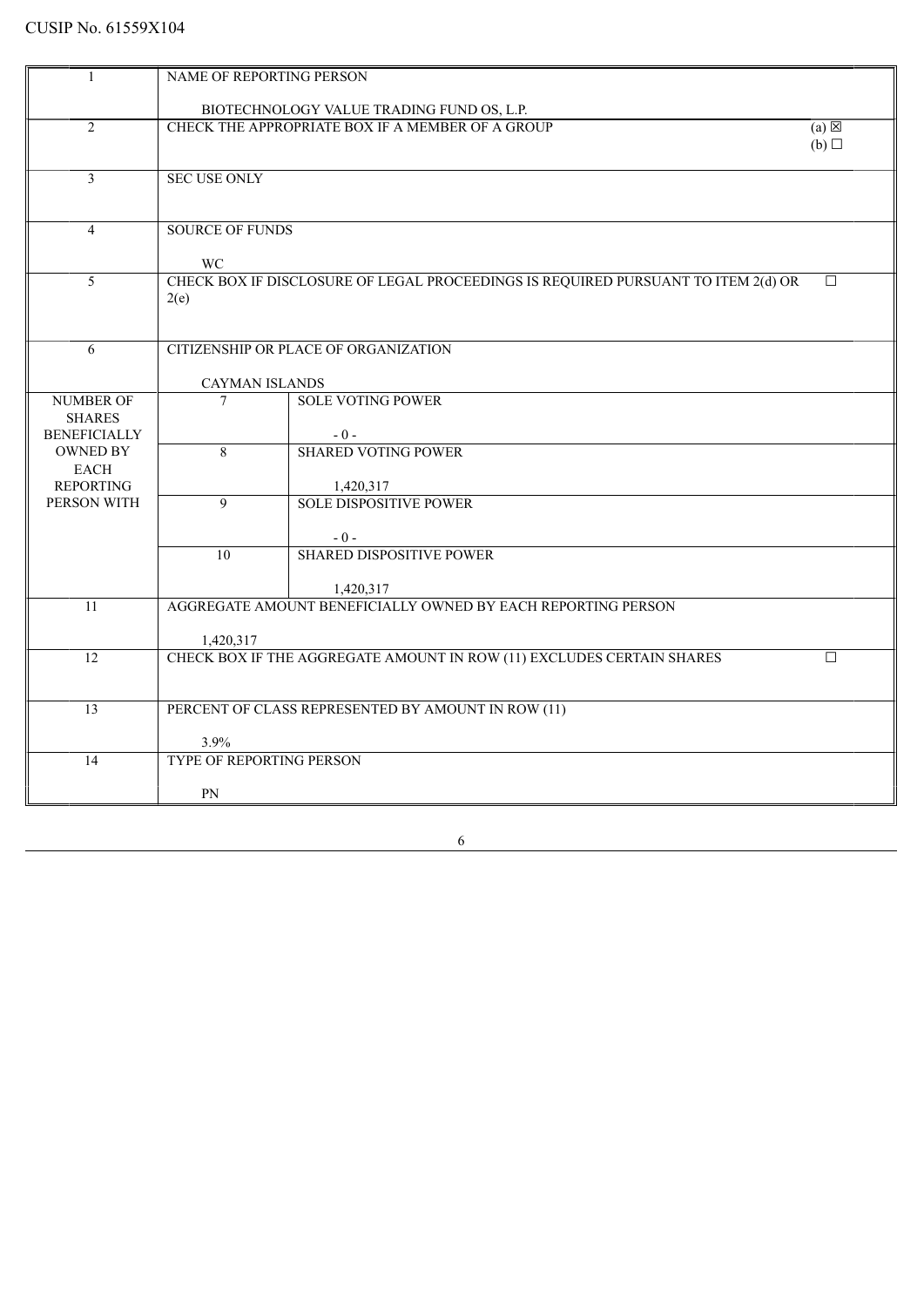CUSIP No. 61559X104

| 1 | NAME OF REPORTING PERSON<br><br>BIOTECHNOLOGY VALUE TRADING FUND OS, L.P. | |
|---|---|---|
| 2 | CHECK THE APPROPRIATE BOX IF A MEMBER OF A GROUP | (a) ☒<br>(b) ☐ |
| 3 | SEC USE ONLY | |
| 4 | SOURCE OF FUNDS<br><br>WC | |
| 5 | CHECK BOX IF DISCLOSURE OF LEGAL PROCEEDINGS IS REQUIRED PURSUANT TO ITEM 2(d) OR 2(e) | ☐ |
| 6 | CITIZENSHIP OR PLACE OF ORGANIZATION<br><br>CAYMAN ISLANDS | |
| NUMBER OF SHARES BENEFICIALLY OWNED BY EACH REPORTING PERSON WITH | 7 | SOLE VOTING POWER<br><br>- 0 - |
| | 8 | SHARED VOTING POWER<br><br>1,420,317 |
| | 9 | SOLE DISPOSITIVE POWER<br><br>- 0 - |
| | 10 | SHARED DISPOSITIVE POWER<br><br>1,420,317 |
| 11 | AGGREGATE AMOUNT BENEFICIALLY OWNED BY EACH REPORTING PERSON<br><br>1,420,317 | |
| 12 | CHECK BOX IF THE AGGREGATE AMOUNT IN ROW (11) EXCLUDES CERTAIN SHARES | ☐ |
| 13 | PERCENT OF CLASS REPRESENTED BY AMOUNT IN ROW (11)<br><br>3.9% | |
| 14 | TYPE OF REPORTING PERSON<br><br>PN | |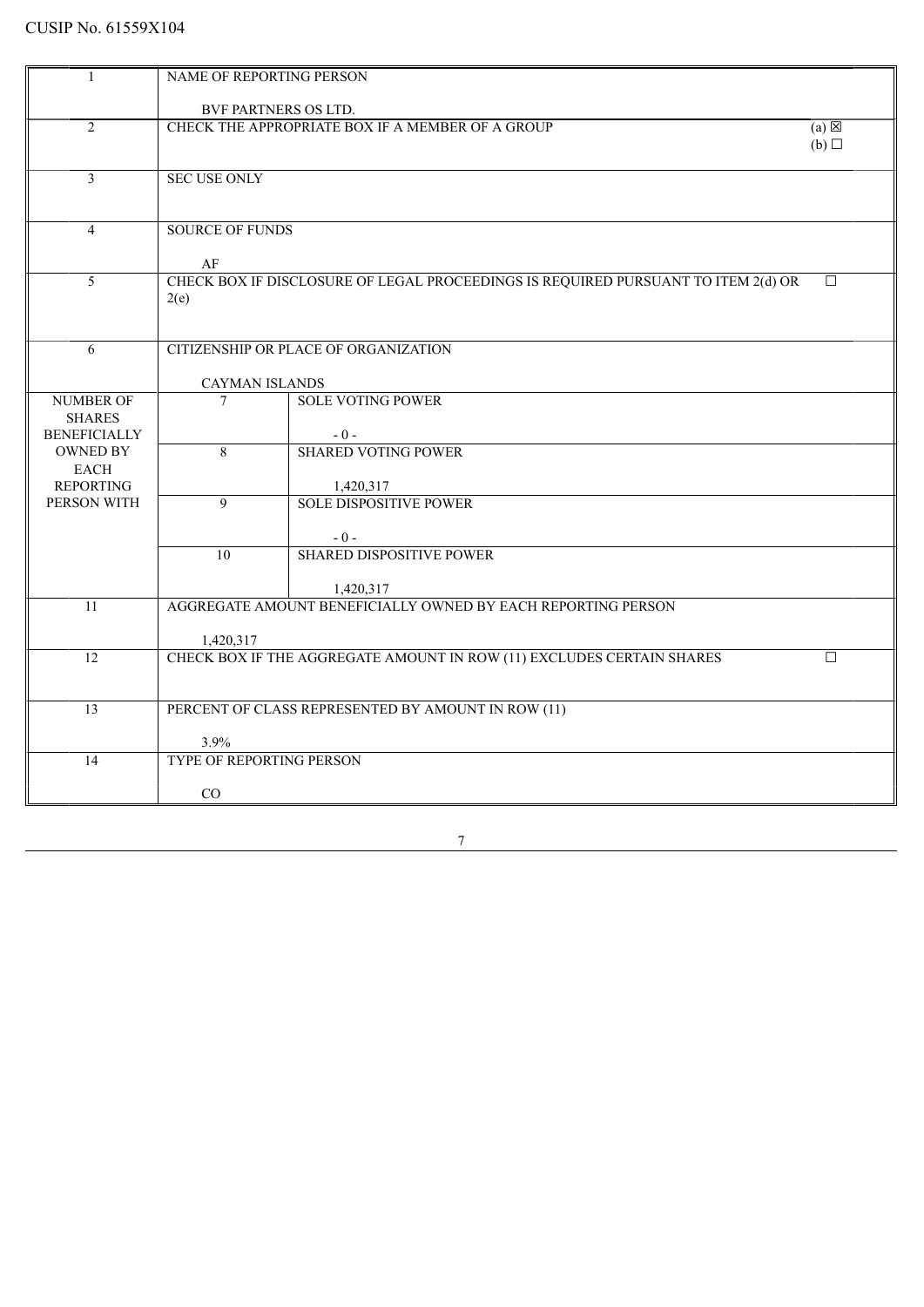CUSIP No. 61559X104

| | | | |
|---|---|---|---|
| 1 | NAME OF REPORTING PERSON<br><br>BVF PARTNERS OS LTD. | | |
| 2 | CHECK THE APPROPRIATE BOX IF A MEMBER OF A GROUP | | (a) ☒<br>(b) ☐ |
| 3 | SEC USE ONLY | | |
| 4 | SOURCE OF FUNDS<br><br>AF | | |
| 5 | CHECK BOX IF DISCLOSURE OF LEGAL PROCEEDINGS IS REQUIRED PURSUANT TO ITEM 2(d) OR 2(e) | | ☐ |
| 6 | CITIZENSHIP OR PLACE OF ORGANIZATION<br><br>CAYMAN ISLANDS | | |
| NUMBER OF SHARES BENEFICIALLY OWNED BY EACH REPORTING PERSON WITH | 7 | SOLE VOTING POWER<br><br>- 0 - | |
| | 8 | SHARED VOTING POWER<br><br>1,420,317 | |
| | 9 | SOLE DISPOSITIVE POWER<br><br>- 0 - | |
| | 10 | SHARED DISPOSITIVE POWER<br><br>1,420,317 | |
| 11 | AGGREGATE AMOUNT BENEFICIALLY OWNED BY EACH REPORTING PERSON<br><br>1,420,317 | | |
| 12 | CHECK BOX IF THE AGGREGATE AMOUNT IN ROW (11) EXCLUDES CERTAIN SHARES | | ☐ |
| 13 | PERCENT OF CLASS REPRESENTED BY AMOUNT IN ROW (11)<br><br>3.9% | | |
| 14 | TYPE OF REPORTING PERSON<br><br>CO | | |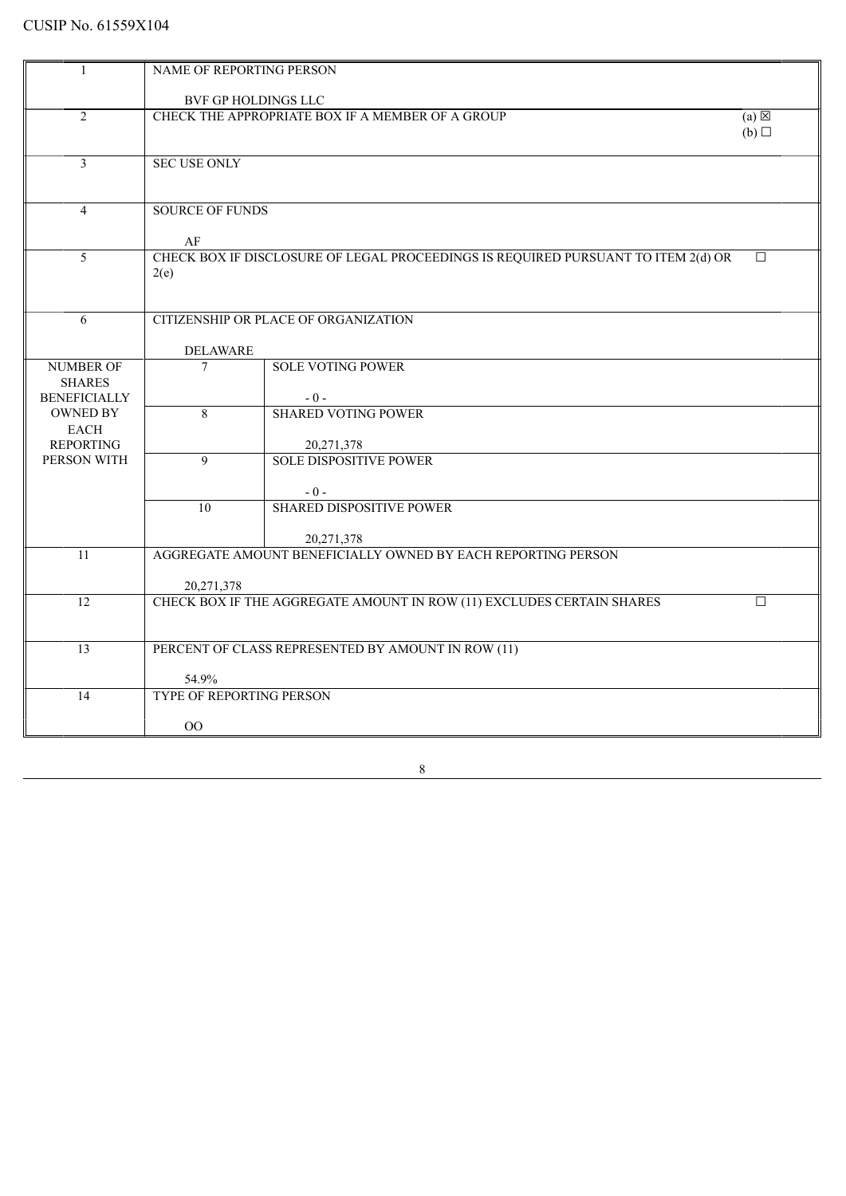CUSIP No. 61559X104

| | | | |
|---|---|---|---|
| 1 | NAME OF REPORTING PERSON<br><br>BVF GP HOLDINGS LLC | | |
| 2 | CHECK THE APPROPRIATE BOX IF A MEMBER OF A GROUP | | (a) ☒<br>(b) ☐ |
| 3 | SEC USE ONLY | | |
| 4 | SOURCE OF FUNDS<br><br>AF | | |
| 5 | CHECK BOX IF DISCLOSURE OF LEGAL PROCEEDINGS IS REQUIRED PURSUANT TO ITEM 2(d) OR 2(e) | | ☐ |
| 6 | CITIZENSHIP OR PLACE OF ORGANIZATION<br><br>DELAWARE | | |
| NUMBER OF SHARES BENEFICIALLY OWNED BY EACH REPORTING PERSON WITH | 7 | SOLE VOTING POWER<br><br>- 0 - | |
| | 8 | SHARED VOTING POWER<br><br>20,271,378 | |
| | 9 | SOLE DISPOSITIVE POWER<br><br>- 0 - | |
| | 10 | SHARED DISPOSITIVE POWER<br><br>20,271,378 | |
| 11 | AGGREGATE AMOUNT BENEFICIALLY OWNED BY EACH REPORTING PERSON<br><br>20,271,378 | | |
| 12 | CHECK BOX IF THE AGGREGATE AMOUNT IN ROW (11) EXCLUDES CERTAIN SHARES | | ☐ |
| 13 | PERCENT OF CLASS REPRESENTED BY AMOUNT IN ROW (11)<br><br>54.9% | | |
| 14 | TYPE OF REPORTING PERSON<br><br>OO | | |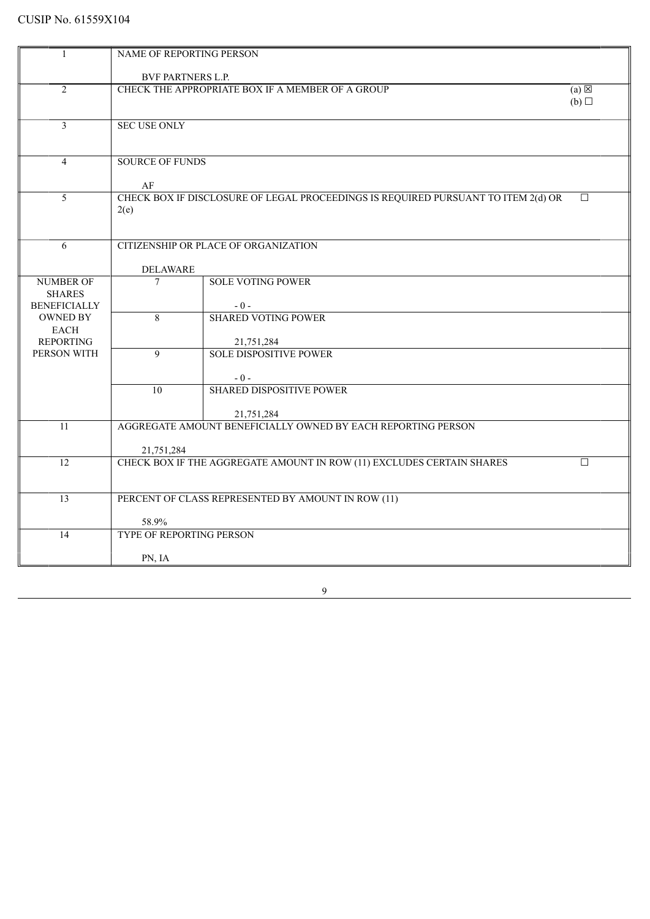CUSIP No. 61559X104

| 1 | NAME OF REPORTING PERSON<br><br>BVF PARTNERS L.P. | | |
|---|---|---|---|
| 2 | CHECK THE APPROPRIATE BOX IF A MEMBER OF A GROUP | | (a) ☒<br>(b) ☐ |
| 3 | SEC USE ONLY | | |
| 4 | SOURCE OF FUNDS<br><br>AF | | |
| 5 | CHECK BOX IF DISCLOSURE OF LEGAL PROCEEDINGS IS REQUIRED PURSUANT TO ITEM 2(d) OR 2(e) | | ☐ |
| 6 | CITIZENSHIP OR PLACE OF ORGANIZATION<br><br>DELAWARE | | |
| NUMBER OF SHARES BENEFICIALLY OWNED BY EACH REPORTING PERSON WITH | 7 | SOLE VOTING POWER<br><br>- 0 - | |
| | 8 | SHARED VOTING POWER<br><br>21,751,284 | |
| | 9 | SOLE DISPOSITIVE POWER<br><br>- 0 - | |
| | 10 | SHARED DISPOSITIVE POWER<br><br>21,751,284 | |
| 11 | AGGREGATE AMOUNT BENEFICIALLY OWNED BY EACH REPORTING PERSON<br><br>21,751,284 | | |
| 12 | CHECK BOX IF THE AGGREGATE AMOUNT IN ROW (11) EXCLUDES CERTAIN SHARES | | ☐ |
| 13 | PERCENT OF CLASS REPRESENTED BY AMOUNT IN ROW (11)<br><br>58.9% | | |
| 14 | TYPE OF REPORTING PERSON<br><br>PN, IA | | |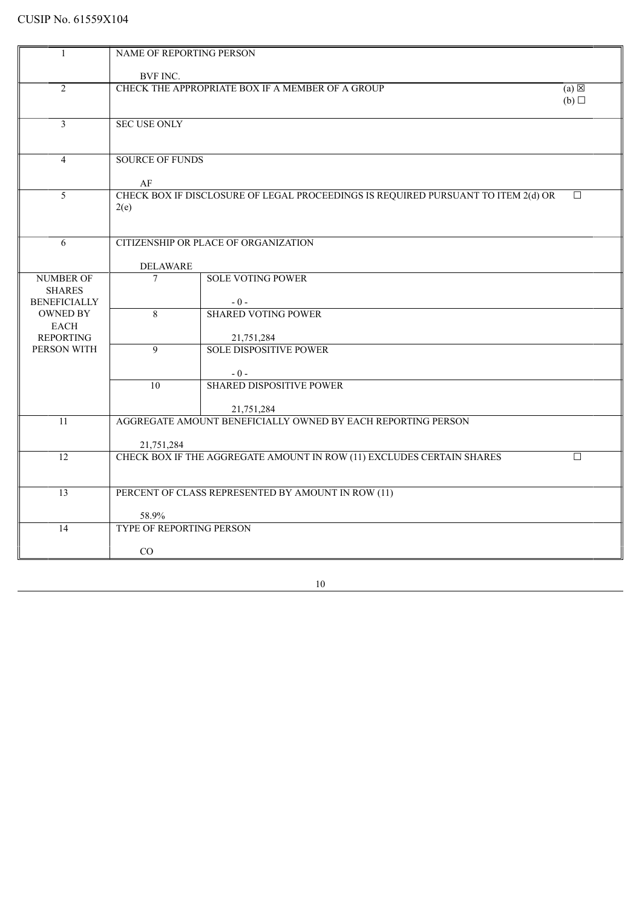CUSIP No. 61559X104

| 1 | NAME OF REPORTING PERSON<br><br>BVF INC. | |
|---|---|---|
| 2 | CHECK THE APPROPRIATE BOX IF A MEMBER OF A GROUP | (a) ☒<br>(b) ☐ |
| 3 | SEC USE ONLY | |
| 4 | SOURCE OF FUNDS<br><br>AF | |
| 5 | CHECK BOX IF DISCLOSURE OF LEGAL PROCEEDINGS IS REQUIRED PURSUANT TO ITEM 2(d) OR 2(e) | ☐ |
| 6 | CITIZENSHIP OR PLACE OF ORGANIZATION<br><br>DELAWARE | |
| NUMBER OF SHARES BENEFICIALLY OWNED BY EACH REPORTING PERSON WITH | 7 | SOLE VOTING POWER<br><br>- 0 - |
| | 8 | SHARED VOTING POWER<br><br>21,751,284 |
| | 9 | SOLE DISPOSITIVE POWER<br><br>- 0 - |
| | 10 | SHARED DISPOSITIVE POWER<br><br>21,751,284 |
| 11 | AGGREGATE AMOUNT BENEFICIALLY OWNED BY EACH REPORTING PERSON<br><br>21,751,284 | |
| 12 | CHECK BOX IF THE AGGREGATE AMOUNT IN ROW (11) EXCLUDES CERTAIN SHARES | ☐ |
| 13 | PERCENT OF CLASS REPRESENTED BY AMOUNT IN ROW (11)<br><br>58.9% | |
| 14 | TYPE OF REPORTING PERSON<br><br>CO | |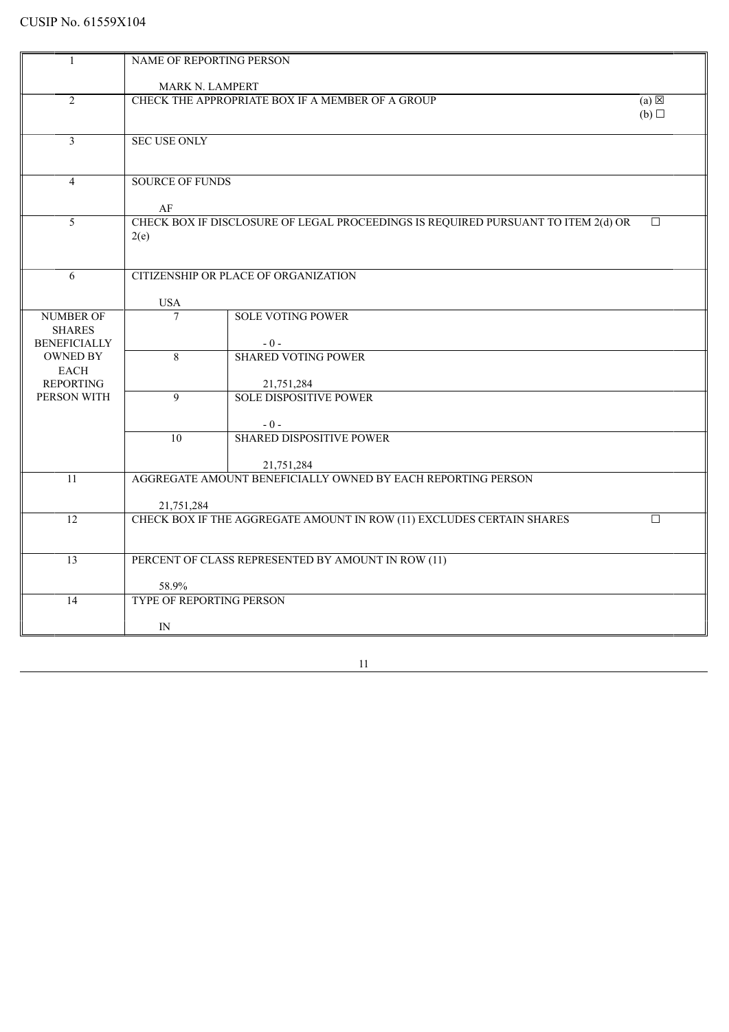CUSIP No. 61559X104

| | | | |
|---|---|---|---|
| 1 | NAME OF REPORTING PERSON<br><br>MARK N. LAMPERT | | |
| 2 | CHECK THE APPROPRIATE BOX IF A MEMBER OF A GROUP | | (a) ☒<br>(b) ☐ |
| 3 | SEC USE ONLY | | |
| 4 | SOURCE OF FUNDS<br><br>AF | | |
| 5 | CHECK BOX IF DISCLOSURE OF LEGAL PROCEEDINGS IS REQUIRED PURSUANT TO ITEM 2(d) OR 2(e) | | ☐ |
| 6 | CITIZENSHIP OR PLACE OF ORGANIZATION<br><br>USA | | |
| NUMBER OF SHARES BENEFICIALLY OWNED BY EACH REPORTING PERSON WITH | 7 | SOLE VOTING POWER<br><br>- 0 - | |
| | 8 | SHARED VOTING POWER<br><br>21,751,284 | |
| | 9 | SOLE DISPOSITIVE POWER<br><br>- 0 - | |
| | 10 | SHARED DISPOSITIVE POWER<br><br>21,751,284 | |
| 11 | AGGREGATE AMOUNT BENEFICIALLY OWNED BY EACH REPORTING PERSON<br><br>21,751,284 | | |
| 12 | CHECK BOX IF THE AGGREGATE AMOUNT IN ROW (11) EXCLUDES CERTAIN SHARES | | ☐ |
| 13 | PERCENT OF CLASS REPRESENTED BY AMOUNT IN ROW (11)<br><br>58.9% | | |
| 14 | TYPE OF REPORTING PERSON<br><br>IN | | |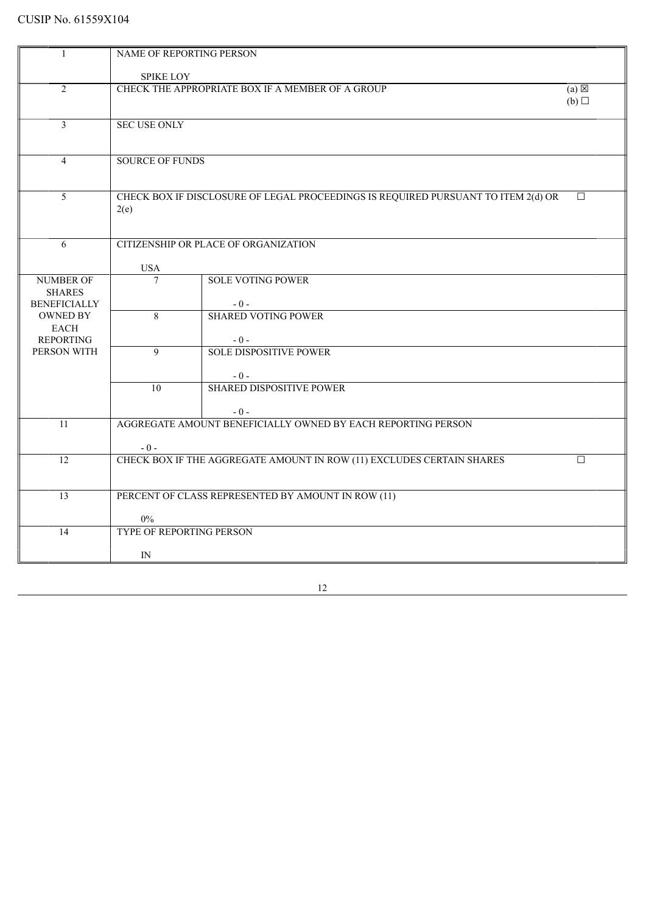CUSIP No. 61559X104

| | | | |
|---|---|---|---|
| 1 | NAME OF REPORTING PERSON<br><br>SPIKE LOY | | |
| 2 | CHECK THE APPROPRIATE BOX IF A MEMBER OF A GROUP | | (a) ☒<br>(b) ☐ |
| 3 | SEC USE ONLY | | |
| 4 | SOURCE OF FUNDS | | |
| 5 | CHECK BOX IF DISCLOSURE OF LEGAL PROCEEDINGS IS REQUIRED PURSUANT TO ITEM 2(d) OR 2(e) | | ☐ |
| 6 | CITIZENSHIP OR PLACE OF ORGANIZATION<br><br>USA | | |
| NUMBER OF SHARES BENEFICIALLY OWNED BY EACH REPORTING PERSON WITH | 7 | SOLE VOTING POWER<br><br>- 0 - | |
| | 8 | SHARED VOTING POWER<br><br>- 0 - | |
| | 9 | SOLE DISPOSITIVE POWER<br><br>- 0 - | |
| | 10 | SHARED DISPOSITIVE POWER<br><br>- 0 - | |
| 11 | AGGREGATE AMOUNT BENEFICIALLY OWNED BY EACH REPORTING PERSON<br><br>- 0 - | | |
| 12 | CHECK BOX IF THE AGGREGATE AMOUNT IN ROW (11) EXCLUDES CERTAIN SHARES | | ☐ |
| 13 | PERCENT OF CLASS REPRESENTED BY AMOUNT IN ROW (11)<br><br>0% | | |
| 14 | TYPE OF REPORTING PERSON<br><br>IN | | |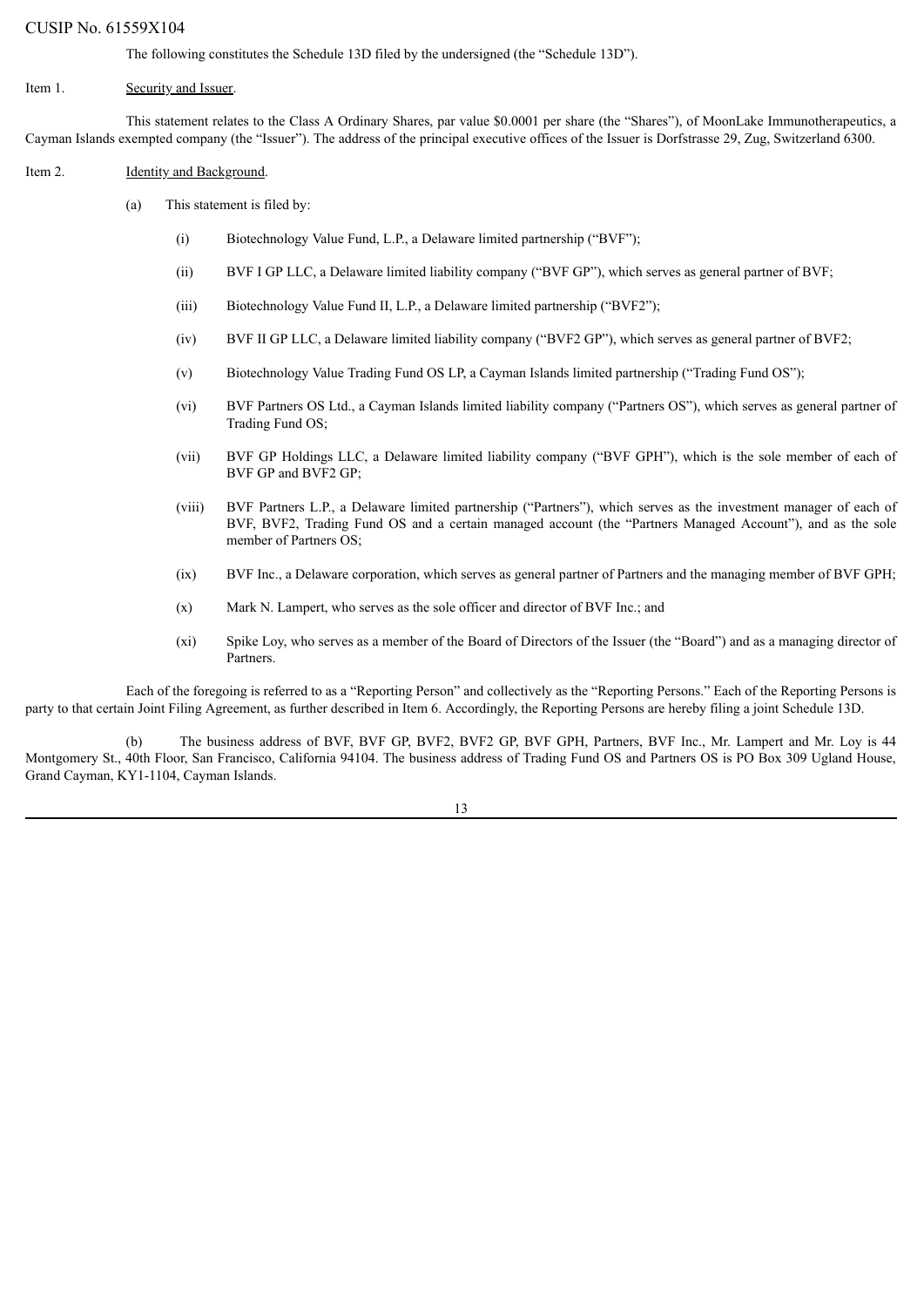CUSIP No. 61559X104

The following constitutes the Schedule 13D filed by the undersigned (the "Schedule 13D").

Item 1. Security and Issuer.

This statement relates to the Class A Ordinary Shares, par value $0.0001 per share (the "Shares"), of MoonLake Immunotherapeutics, a Cayman Islands exempted company (the "Issuer"). The address of the principal executive offices of the Issuer is Dorfstrasse 29, Zug, Switzerland 6300.

Item 2. Identity and Background.

(a) This statement is filed by:

(i) Biotechnology Value Fund, L.P., a Delaware limited partnership ("BVF");

(ii) BVF I GP LLC, a Delaware limited liability company ("BVF GP"), which serves as general partner of BVF;

(iii) Biotechnology Value Fund II, L.P., a Delaware limited partnership ("BVF2");

(iv) BVF II GP LLC, a Delaware limited liability company ("BVF2 GP"), which serves as general partner of BVF2;

(v) Biotechnology Value Trading Fund OS LP, a Cayman Islands limited partnership ("Trading Fund OS");

(vi) BVF Partners OS Ltd., a Cayman Islands limited liability company ("Partners OS"), which serves as general partner of Trading Fund OS;

(vii) BVF GP Holdings LLC, a Delaware limited liability company ("BVF GPH"), which is the sole member of each of BVF GP and BVF2 GP;

(viii) BVF Partners L.P., a Delaware limited partnership ("Partners"), which serves as the investment manager of each of BVF, BVF2, Trading Fund OS and a certain managed account (the "Partners Managed Account"), and as the sole member of Partners OS;

(ix) BVF Inc., a Delaware corporation, which serves as general partner of Partners and the managing member of BVF GPH;

(x) Mark N. Lampert, who serves as the sole officer and director of BVF Inc.; and

(xi) Spike Loy, who serves as a member of the Board of Directors of the Issuer (the "Board") and as a managing director of Partners.

Each of the foregoing is referred to as a "Reporting Person" and collectively as the "Reporting Persons." Each of the Reporting Persons is party to that certain Joint Filing Agreement, as further described in Item 6. Accordingly, the Reporting Persons are hereby filing a joint Schedule 13D.

(b) The business address of BVF, BVF GP, BVF2, BVF2 GP, BVF GPH, Partners, BVF Inc., Mr. Lampert and Mr. Loy is 44 Montgomery St., 40th Floor, San Francisco, California 94104. The business address of Trading Fund OS and Partners OS is PO Box 309 Ugland House, Grand Cayman, KY1-1104, Cayman Islands.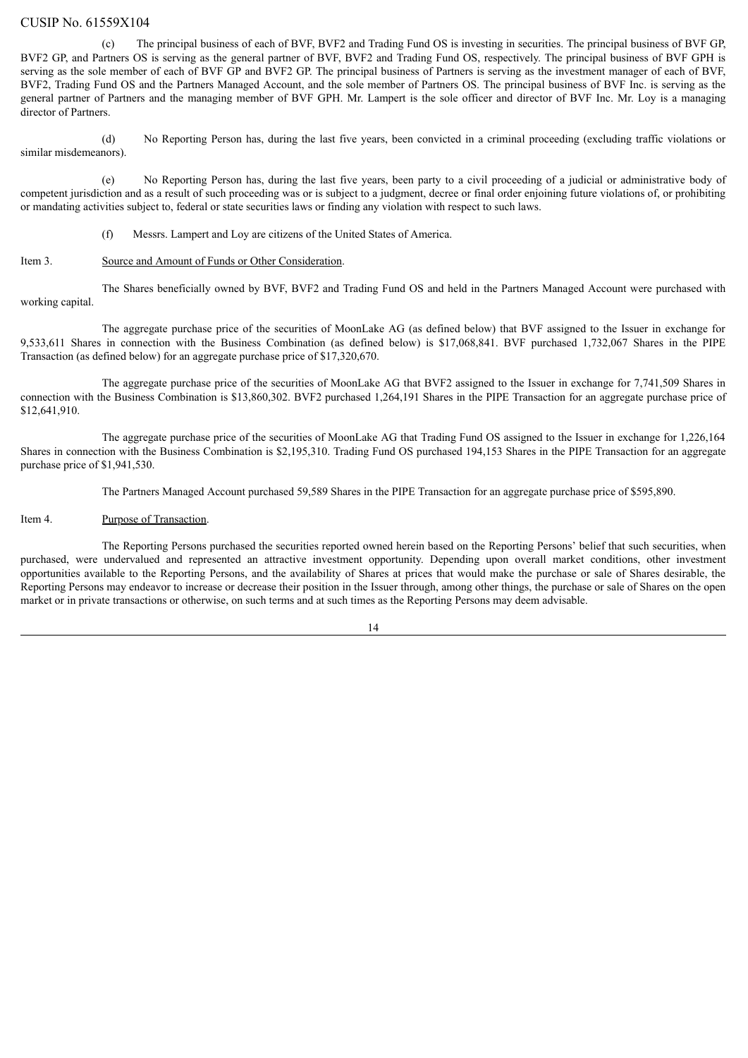(c) The principal business of each of BVF, BVF2 and Trading Fund OS is investing in securities. The principal business of BVF GP, BVF2 GP, and Partners OS is serving as the general partner of BVF, BVF2 and Trading Fund OS, respectively. The principal business of BVF GPH is serving as the sole member of each of BVF GP and BVF2 GP. The principal business of Partners is serving as the investment manager of each of BVF, BVF2, Trading Fund OS and the Partners Managed Account, and the sole member of Partners OS. The principal business of BVF Inc. is serving as the general partner of Partners and the managing member of BVF GPH. Mr. Lampert is the sole officer and director of BVF Inc. Mr. Loy is a managing director of Partners.

(d) No Reporting Person has, during the last five years, been convicted in a criminal proceeding (excluding traffic violations or similar misdemeanors).

(e) No Reporting Person has, during the last five years, been party to a civil proceeding of a judicial or administrative body of competent jurisdiction and as a result of such proceeding was or is subject to a judgment, decree or final order enjoining future violations of, or prohibiting or mandating activities subject to, federal or state securities laws or finding any violation with respect to such laws.

(f) Messrs. Lampert and Loy are citizens of the United States of America.

Item 3. Source and Amount of Funds or Other Consideration.

The Shares beneficially owned by BVF, BVF2 and Trading Fund OS and held in the Partners Managed Account were purchased with working capital.

The aggregate purchase price of the securities of MoonLake AG (as defined below) that BVF assigned to the Issuer in exchange for 9,533,611 Shares in connection with the Business Combination (as defined below) is $17,068,841. BVF purchased 1,732,067 Shares in the PIPE Transaction (as defined below) for an aggregate purchase price of $17,320,670.

The aggregate purchase price of the securities of MoonLake AG that BVF2 assigned to the Issuer in exchange for 7,741,509 Shares in connection with the Business Combination is $13,860,302. BVF2 purchased 1,264,191 Shares in the PIPE Transaction for an aggregate purchase price of $12,641,910.

The aggregate purchase price of the securities of MoonLake AG that Trading Fund OS assigned to the Issuer in exchange for 1,226,164 Shares in connection with the Business Combination is $2,195,310. Trading Fund OS purchased 194,153 Shares in the PIPE Transaction for an aggregate purchase price of $1,941,530.

The Partners Managed Account purchased 59,589 Shares in the PIPE Transaction for an aggregate purchase price of $595,890.

Item 4. Purpose of Transaction.

The Reporting Persons purchased the securities reported owned herein based on the Reporting Persons' belief that such securities, when purchased, were undervalued and represented an attractive investment opportunity. Depending upon overall market conditions, other investment opportunities available to the Reporting Persons, and the availability of Shares at prices that would make the purchase or sale of Shares desirable, the Reporting Persons may endeavor to increase or decrease their position in the Issuer through, among other things, the purchase or sale of Shares on the open market or in private transactions or otherwise, on such terms and at such times as the Reporting Persons may deem advisable.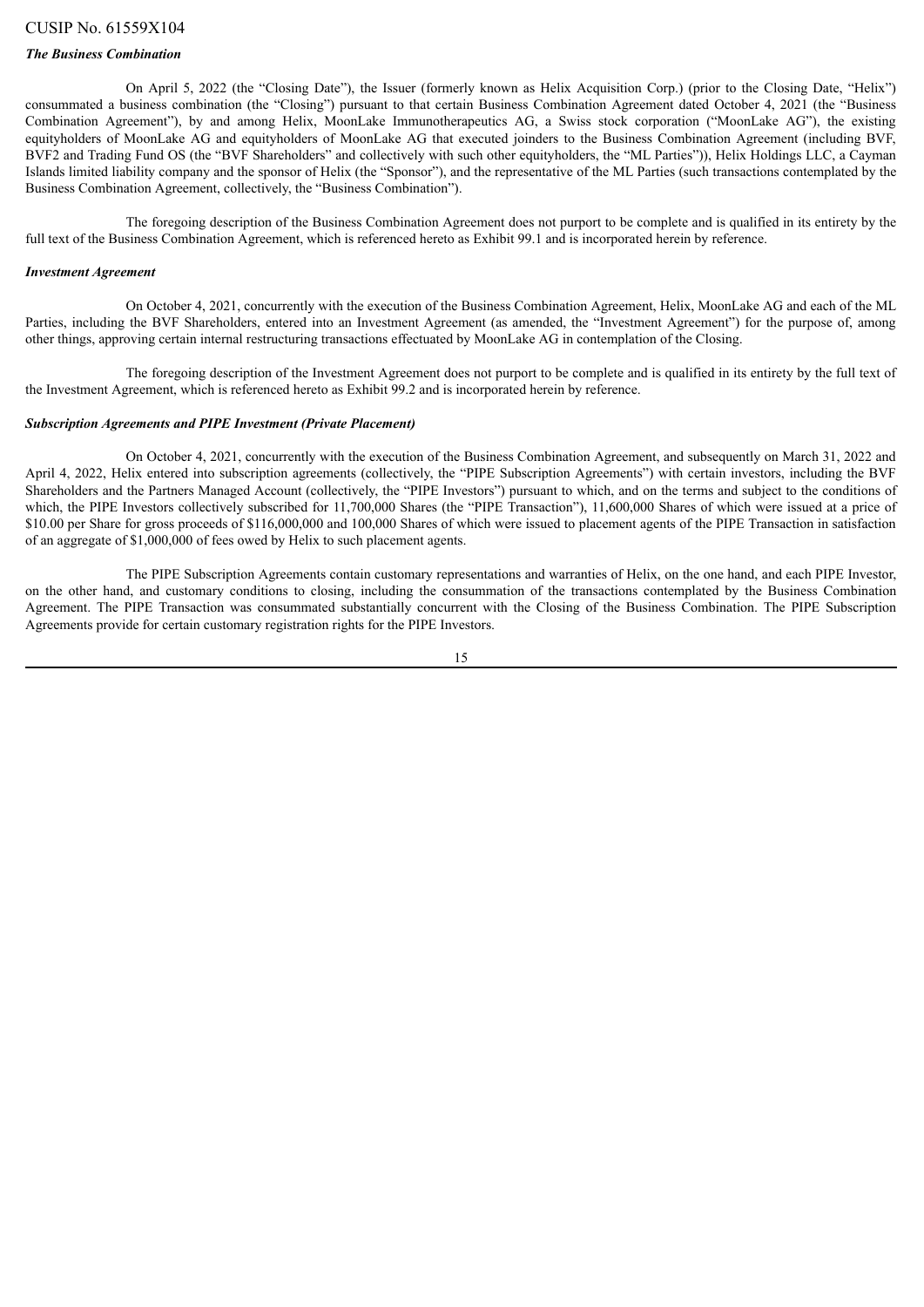CUSIP No. 61559X104

***The Business Combination***

On April 5, 2022 (the "Closing Date"), the Issuer (formerly known as Helix Acquisition Corp.) (prior to the Closing Date, "Helix") consummated a business combination (the "Closing") pursuant to that certain Business Combination Agreement dated October 4, 2021 (the "Business Combination Agreement"), by and among Helix, MoonLake Immunotherapeutics AG, a Swiss stock corporation ("MoonLake AG"), the existing equityholders of MoonLake AG and equityholders of MoonLake AG that executed joinders to the Business Combination Agreement (including BVF, BVF2 and Trading Fund OS (the "BVF Shareholders" and collectively with such other equityholders, the "ML Parties")), Helix Holdings LLC, a Cayman Islands limited liability company and the sponsor of Helix (the "Sponsor"), and the representative of the ML Parties (such transactions contemplated by the Business Combination Agreement, collectively, the "Business Combination").

The foregoing description of the Business Combination Agreement does not purport to be complete and is qualified in its entirety by the full text of the Business Combination Agreement, which is referenced hereto as Exhibit 99.1 and is incorporated herein by reference.

***Investment Agreement***

On October 4, 2021, concurrently with the execution of the Business Combination Agreement, Helix, MoonLake AG and each of the ML Parties, including the BVF Shareholders, entered into an Investment Agreement (as amended, the "Investment Agreement") for the purpose of, among other things, approving certain internal restructuring transactions effectuated by MoonLake AG in contemplation of the Closing.

The foregoing description of the Investment Agreement does not purport to be complete and is qualified in its entirety by the full text of the Investment Agreement, which is referenced hereto as Exhibit 99.2 and is incorporated herein by reference.

***Subscription Agreements and PIPE Investment (Private Placement)***

On October 4, 2021, concurrently with the execution of the Business Combination Agreement, and subsequently on March 31, 2022 and April 4, 2022, Helix entered into subscription agreements (collectively, the "PIPE Subscription Agreements") with certain investors, including the BVF Shareholders and the Partners Managed Account (collectively, the "PIPE Investors") pursuant to which, and on the terms and subject to the conditions of which, the PIPE Investors collectively subscribed for 11,700,000 Shares (the "PIPE Transaction"), 11,600,000 Shares of which were issued at a price of $10.00 per Share for gross proceeds of $116,000,000 and 100,000 Shares of which were issued to placement agents of the PIPE Transaction in satisfaction of an aggregate of $1,000,000 of fees owed by Helix to such placement agents.

The PIPE Subscription Agreements contain customary representations and warranties of Helix, on the one hand, and each PIPE Investor, on the other hand, and customary conditions to closing, including the consummation of the transactions contemplated by the Business Combination Agreement. The PIPE Transaction was consummated substantially concurrent with the Closing of the Business Combination. The PIPE Subscription Agreements provide for certain customary registration rights for the PIPE Investors.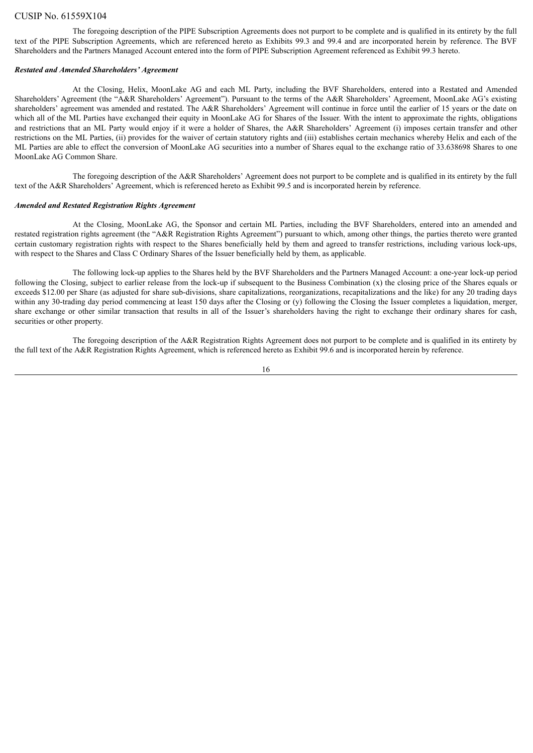The foregoing description of the PIPE Subscription Agreements does not purport to be complete and is qualified in its entirety by the full text of the PIPE Subscription Agreements, which are referenced hereto as Exhibits 99.3 and 99.4 and are incorporated herein by reference. The BVF Shareholders and the Partners Managed Account entered into the form of PIPE Subscription Agreement referenced as Exhibit 99.3 hereto.

***Restated and Amended Shareholders' Agreement***

At the Closing, Helix, MoonLake AG and each ML Party, including the BVF Shareholders, entered into a Restated and Amended Shareholders' Agreement (the "A&R Shareholders' Agreement"). Pursuant to the terms of the A&R Shareholders' Agreement, MoonLake AG's existing shareholders' agreement was amended and restated. The A&R Shareholders' Agreement will continue in force until the earlier of 15 years or the date on which all of the ML Parties have exchanged their equity in MoonLake AG for Shares of the Issuer. With the intent to approximate the rights, obligations and restrictions that an ML Party would enjoy if it were a holder of Shares, the A&R Shareholders' Agreement (i) imposes certain transfer and other restrictions on the ML Parties, (ii) provides for the waiver of certain statutory rights and (iii) establishes certain mechanics whereby Helix and each of the ML Parties are able to effect the conversion of MoonLake AG securities into a number of Shares equal to the exchange ratio of 33.638698 Shares to one MoonLake AG Common Share.

The foregoing description of the A&R Shareholders' Agreement does not purport to be complete and is qualified in its entirety by the full text of the A&R Shareholders' Agreement, which is referenced hereto as Exhibit 99.5 and is incorporated herein by reference.

***Amended and Restated Registration Rights Agreement***

At the Closing, MoonLake AG, the Sponsor and certain ML Parties, including the BVF Shareholders, entered into an amended and restated registration rights agreement (the "A&R Registration Rights Agreement") pursuant to which, among other things, the parties thereto were granted certain customary registration rights with respect to the Shares beneficially held by them and agreed to transfer restrictions, including various lock-ups, with respect to the Shares and Class C Ordinary Shares of the Issuer beneficially held by them, as applicable.

The following lock-up applies to the Shares held by the BVF Shareholders and the Partners Managed Account: a one-year lock-up period following the Closing, subject to earlier release from the lock-up if subsequent to the Business Combination (x) the closing price of the Shares equals or exceeds $12.00 per Share (as adjusted for share sub-divisions, share capitalizations, reorganizations, recapitalizations and the like) for any 20 trading days within any 30-trading day period commencing at least 150 days after the Closing or (y) following the Closing the Issuer completes a liquidation, merger, share exchange or other similar transaction that results in all of the Issuer's shareholders having the right to exchange their ordinary shares for cash, securities or other property.

The foregoing description of the A&R Registration Rights Agreement does not purport to be complete and is qualified in its entirety by the full text of the A&R Registration Rights Agreement, which is referenced hereto as Exhibit 99.6 and is incorporated herein by reference.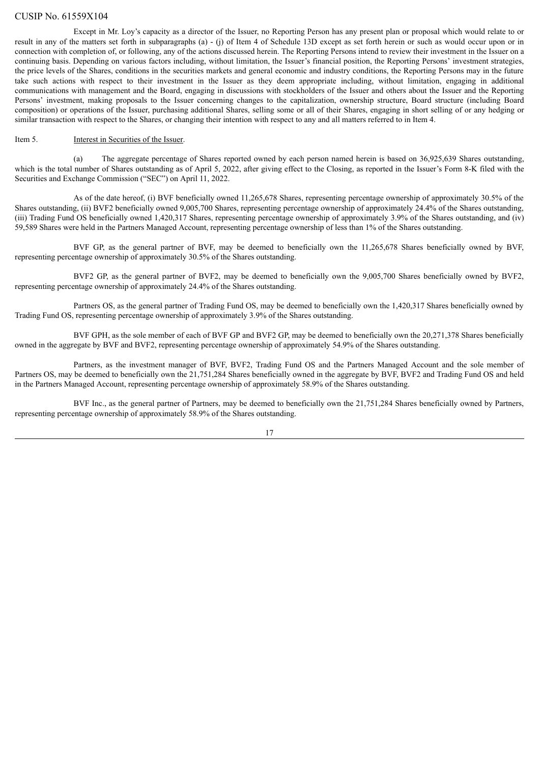Except in Mr. Loy's capacity as a director of the Issuer, no Reporting Person has any present plan or proposal which would relate to or result in any of the matters set forth in subparagraphs (a) - (j) of Item 4 of Schedule 13D except as set forth herein or such as would occur upon or in connection with completion of, or following, any of the actions discussed herein. The Reporting Persons intend to review their investment in the Issuer on a continuing basis. Depending on various factors including, without limitation, the Issuer's financial position, the Reporting Persons' investment strategies, the price levels of the Shares, conditions in the securities markets and general economic and industry conditions, the Reporting Persons may in the future take such actions with respect to their investment in the Issuer as they deem appropriate including, without limitation, engaging in additional communications with management and the Board, engaging in discussions with stockholders of the Issuer and others about the Issuer and the Reporting Persons' investment, making proposals to the Issuer concerning changes to the capitalization, ownership structure, Board structure (including Board composition) or operations of the Issuer, purchasing additional Shares, selling some or all of their Shares, engaging in short selling of or any hedging or similar transaction with respect to the Shares, or changing their intention with respect to any and all matters referred to in Item 4.

Item 5. Interest in Securities of the Issuer.

(a) The aggregate percentage of Shares reported owned by each person named herein is based on 36,925,639 Shares outstanding, which is the total number of Shares outstanding as of April 5, 2022, after giving effect to the Closing, as reported in the Issuer's Form 8-K filed with the Securities and Exchange Commission ("SEC") on April 11, 2022.

As of the date hereof, (i) BVF beneficially owned 11,265,678 Shares, representing percentage ownership of approximately 30.5% of the Shares outstanding, (ii) BVF2 beneficially owned 9,005,700 Shares, representing percentage ownership of approximately 24.4% of the Shares outstanding, (iii) Trading Fund OS beneficially owned 1,420,317 Shares, representing percentage ownership of approximately 3.9% of the Shares outstanding, and (iv) 59,589 Shares were held in the Partners Managed Account, representing percentage ownership of less than 1% of the Shares outstanding.

BVF GP, as the general partner of BVF, may be deemed to beneficially own the 11,265,678 Shares beneficially owned by BVF, representing percentage ownership of approximately 30.5% of the Shares outstanding.

BVF2 GP, as the general partner of BVF2, may be deemed to beneficially own the 9,005,700 Shares beneficially owned by BVF2, representing percentage ownership of approximately 24.4% of the Shares outstanding.

Partners OS, as the general partner of Trading Fund OS, may be deemed to beneficially own the 1,420,317 Shares beneficially owned by Trading Fund OS, representing percentage ownership of approximately 3.9% of the Shares outstanding.

BVF GPH, as the sole member of each of BVF GP and BVF2 GP, may be deemed to beneficially own the 20,271,378 Shares beneficially owned in the aggregate by BVF and BVF2, representing percentage ownership of approximately 54.9% of the Shares outstanding.

Partners, as the investment manager of BVF, BVF2, Trading Fund OS and the Partners Managed Account and the sole member of Partners OS, may be deemed to beneficially own the 21,751,284 Shares beneficially owned in the aggregate by BVF, BVF2 and Trading Fund OS and held in the Partners Managed Account, representing percentage ownership of approximately 58.9% of the Shares outstanding.

BVF Inc., as the general partner of Partners, may be deemed to beneficially own the 21,751,284 Shares beneficially owned by Partners, representing percentage ownership of approximately 58.9% of the Shares outstanding.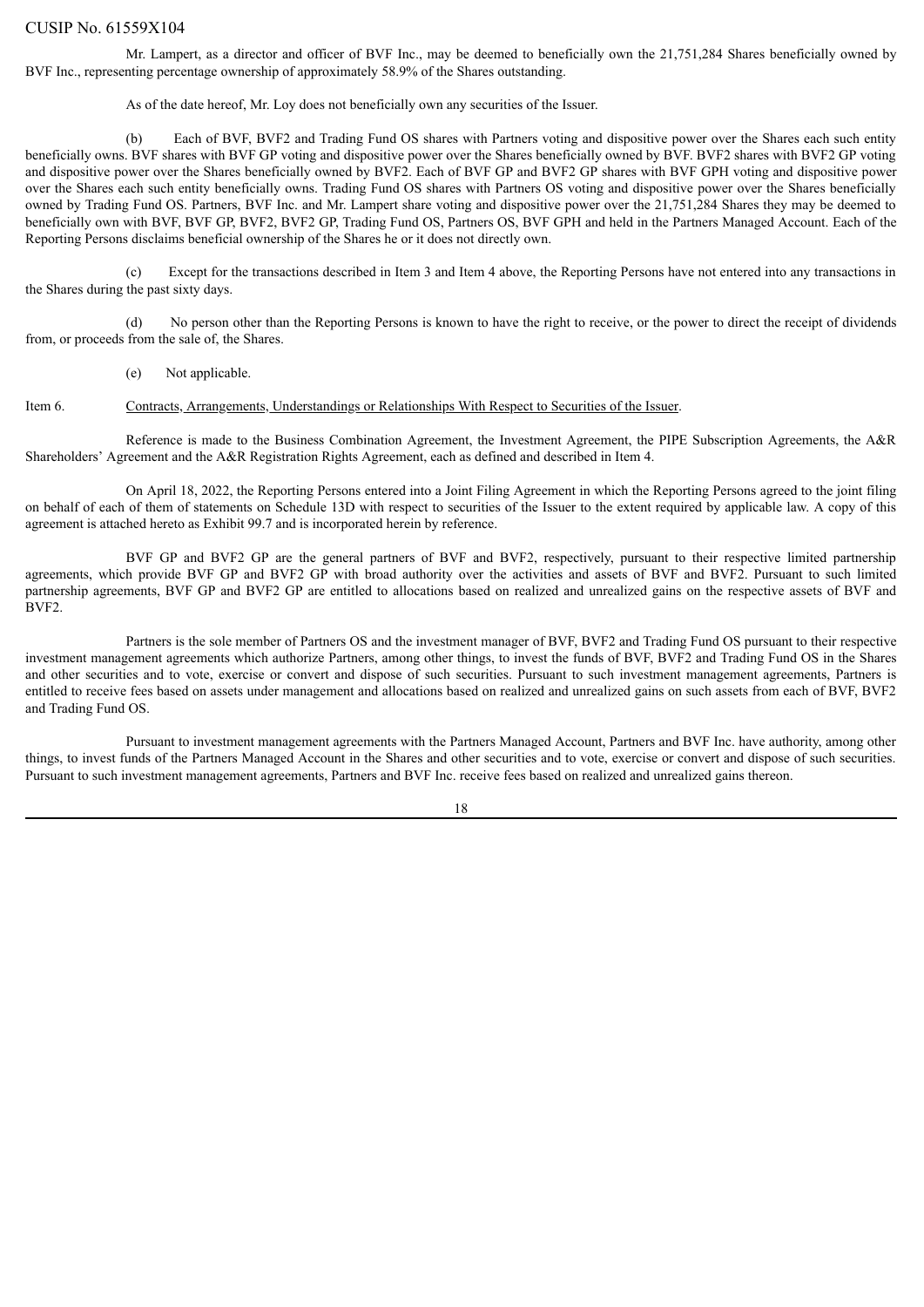Mr. Lampert, as a director and officer of BVF Inc., may be deemed to beneficially own the 21,751,284 Shares beneficially owned by BVF Inc., representing percentage ownership of approximately 58.9% of the Shares outstanding.

As of the date hereof, Mr. Loy does not beneficially own any securities of the Issuer.

(b) Each of BVF, BVF2 and Trading Fund OS shares with Partners voting and dispositive power over the Shares each such entity beneficially owns. BVF shares with BVF GP voting and dispositive power over the Shares beneficially owned by BVF. BVF2 shares with BVF2 GP voting and dispositive power over the Shares beneficially owned by BVF2. Each of BVF GP and BVF2 GP shares with BVF GPH voting and dispositive power over the Shares each such entity beneficially owns. Trading Fund OS shares with Partners OS voting and dispositive power over the Shares beneficially owned by Trading Fund OS. Partners, BVF Inc. and Mr. Lampert share voting and dispositive power over the 21,751,284 Shares they may be deemed to beneficially own with BVF, BVF GP, BVF2, BVF2 GP, Trading Fund OS, Partners OS, BVF GPH and held in the Partners Managed Account. Each of the Reporting Persons disclaims beneficial ownership of the Shares he or it does not directly own.

(c) Except for the transactions described in Item 3 and Item 4 above, the Reporting Persons have not entered into any transactions in the Shares during the past sixty days.

(d) No person other than the Reporting Persons is known to have the right to receive, or the power to direct the receipt of dividends from, or proceeds from the sale of, the Shares.

(e) Not applicable.

Item 6. Contracts, Arrangements, Understandings or Relationships With Respect to Securities of the Issuer.

Reference is made to the Business Combination Agreement, the Investment Agreement, the PIPE Subscription Agreements, the A&R Shareholders' Agreement and the A&R Registration Rights Agreement, each as defined and described in Item 4.

On April 18, 2022, the Reporting Persons entered into a Joint Filing Agreement in which the Reporting Persons agreed to the joint filing on behalf of each of them of statements on Schedule 13D with respect to securities of the Issuer to the extent required by applicable law. A copy of this agreement is attached hereto as Exhibit 99.7 and is incorporated herein by reference.

BVF GP and BVF2 GP are the general partners of BVF and BVF2, respectively, pursuant to their respective limited partnership agreements, which provide BVF GP and BVF2 GP with broad authority over the activities and assets of BVF and BVF2. Pursuant to such limited partnership agreements, BVF GP and BVF2 GP are entitled to allocations based on realized and unrealized gains on the respective assets of BVF and BVF2.

Partners is the sole member of Partners OS and the investment manager of BVF, BVF2 and Trading Fund OS pursuant to their respective investment management agreements which authorize Partners, among other things, to invest the funds of BVF, BVF2 and Trading Fund OS in the Shares and other securities and to vote, exercise or convert and dispose of such securities. Pursuant to such investment management agreements, Partners is entitled to receive fees based on assets under management and allocations based on realized and unrealized gains on such assets from each of BVF, BVF2 and Trading Fund OS.

Pursuant to investment management agreements with the Partners Managed Account, Partners and BVF Inc. have authority, among other things, to invest funds of the Partners Managed Account in the Shares and other securities and to vote, exercise or convert and dispose of such securities. Pursuant to such investment management agreements, Partners and BVF Inc. receive fees based on realized and unrealized gains thereon.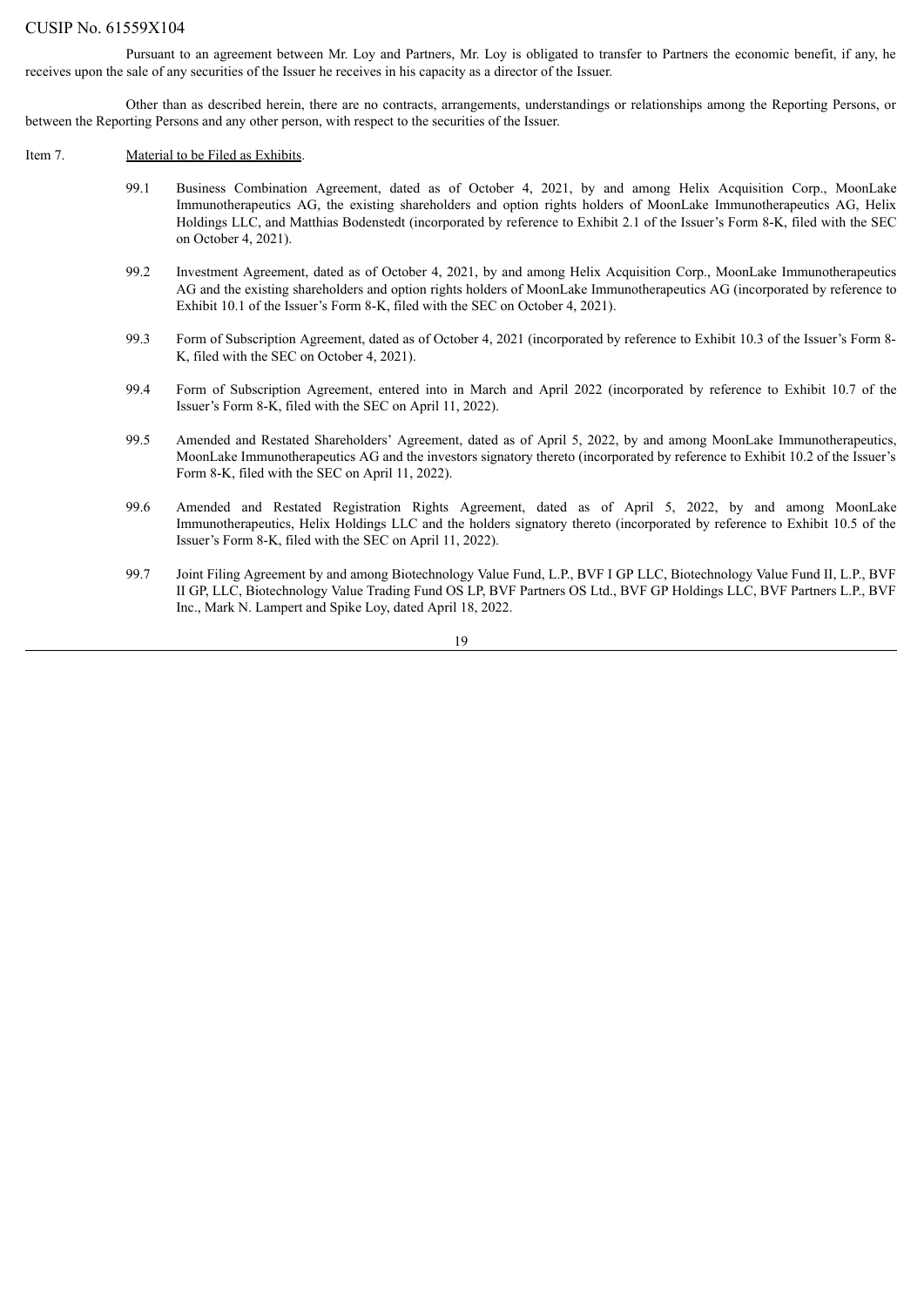Pursuant to an agreement between Mr. Loy and Partners, Mr. Loy is obligated to transfer to Partners the economic benefit, if any, he receives upon the sale of any securities of the Issuer he receives in his capacity as a director of the Issuer.

Other than as described herein, there are no contracts, arrangements, understandings or relationships among the Reporting Persons, or between the Reporting Persons and any other person, with respect to the securities of the Issuer.

Item 7. Material to be Filed as Exhibits.

99.1 Business Combination Agreement, dated as of October 4, 2021, by and among Helix Acquisition Corp., MoonLake Immunotherapeutics AG, the existing shareholders and option rights holders of MoonLake Immunotherapeutics AG, Helix Holdings LLC, and Matthias Bodenstedt (incorporated by reference to Exhibit 2.1 of the Issuer's Form 8-K, filed with the SEC on October 4, 2021).

99.2 Investment Agreement, dated as of October 4, 2021, by and among Helix Acquisition Corp., MoonLake Immunotherapeutics AG and the existing shareholders and option rights holders of MoonLake Immunotherapeutics AG (incorporated by reference to Exhibit 10.1 of the Issuer's Form 8-K, filed with the SEC on October 4, 2021).

99.3 Form of Subscription Agreement, dated as of October 4, 2021 (incorporated by reference to Exhibit 10.3 of the Issuer's Form 8-K, filed with the SEC on October 4, 2021).

99.4 Form of Subscription Agreement, entered into in March and April 2022 (incorporated by reference to Exhibit 10.7 of the Issuer's Form 8-K, filed with the SEC on April 11, 2022).

99.5 Amended and Restated Shareholders' Agreement, dated as of April 5, 2022, by and among MoonLake Immunotherapeutics, MoonLake Immunotherapeutics AG and the investors signatory thereto (incorporated by reference to Exhibit 10.2 of the Issuer's Form 8-K, filed with the SEC on April 11, 2022).

99.6 Amended and Restated Registration Rights Agreement, dated as of April 5, 2022, by and among MoonLake Immunotherapeutics, Helix Holdings LLC and the holders signatory thereto (incorporated by reference to Exhibit 10.5 of the Issuer's Form 8-K, filed with the SEC on April 11, 2022).

99.7 Joint Filing Agreement by and among Biotechnology Value Fund, L.P., BVF I GP LLC, Biotechnology Value Fund II, L.P., BVF II GP, LLC, Biotechnology Value Trading Fund OS LP, BVF Partners OS Ltd., BVF GP Holdings LLC, BVF Partners L.P., BVF Inc., Mark N. Lampert and Spike Loy, dated April 18, 2022.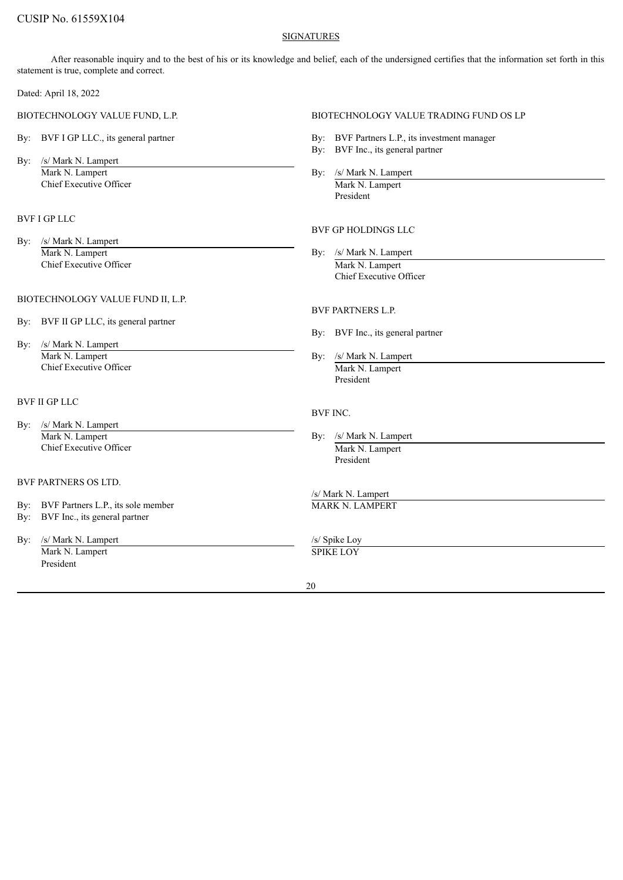CUSIP No. 61559X104

SIGNATURES

After reasonable inquiry and to the best of his or its knowledge and belief, each of the undersigned certifies that the information set forth in this statement is true, complete and correct.

Dated: April 18, 2022

BIOTECHNOLOGY VALUE FUND, L.P.

By: BVF I GP LLC., its general partner

By: /s/ Mark N. Lampert
Mark N. Lampert
Chief Executive Officer

BVF I GP LLC

By: /s/ Mark N. Lampert
Mark N. Lampert
Chief Executive Officer

BIOTECHNOLOGY VALUE FUND II, L.P.

By: BVF II GP LLC, its general partner

By: /s/ Mark N. Lampert
Mark N. Lampert
Chief Executive Officer

BVF II GP LLC

By: /s/ Mark N. Lampert
Mark N. Lampert
Chief Executive Officer

BVF PARTNERS OS LTD.

By: BVF Partners L.P., its sole member
By: BVF Inc., its general partner

By: /s/ Mark N. Lampert
Mark N. Lampert
President

BIOTECHNOLOGY VALUE TRADING FUND OS LP

By: BVF Partners L.P., its investment manager
By: BVF Inc., its general partner

By: /s/ Mark N. Lampert
Mark N. Lampert
President

BVF GP HOLDINGS LLC

By: /s/ Mark N. Lampert
Mark N. Lampert
Chief Executive Officer

BVF PARTNERS L.P.

By: BVF Inc., its general partner

By: /s/ Mark N. Lampert
Mark N. Lampert
President

BVF INC.

By: /s/ Mark N. Lampert
Mark N. Lampert
President

/s/ Mark N. Lampert
MARK N. LAMPERT

/s/ Spike Loy
SPIKE LOY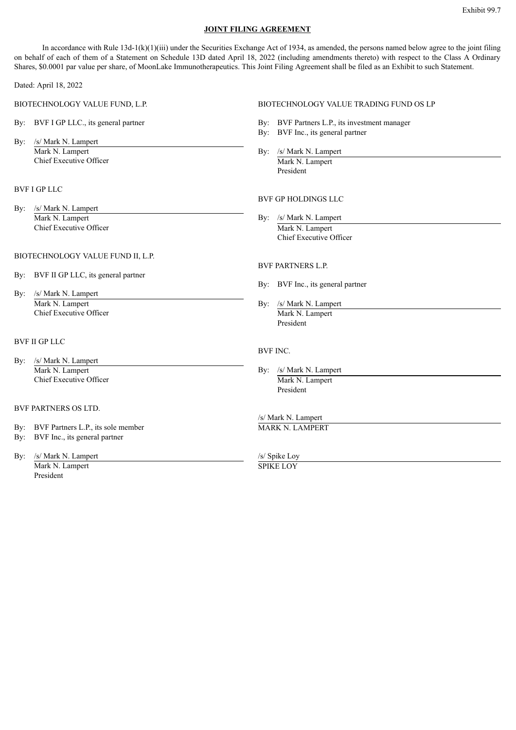Exhibit 99.7

**JOINT FILING AGREEMENT**

In accordance with Rule 13d-1(k)(1)(iii) under the Securities Exchange Act of 1934, as amended, the persons named below agree to the joint filing on behalf of each of them of a Statement on Schedule 13D dated April 18, 2022 (including amendments thereto) with respect to the Class A Ordinary Shares, $0.0001 par value per share, of MoonLake Immunotherapeutics. This Joint Filing Agreement shall be filed as an Exhibit to such Statement.

Dated: April 18, 2022

BIOTECHNOLOGY VALUE FUND, L.P.

By: BVF I GP LLC., its general partner

By: /s/ Mark N. Lampert
Mark N. Lampert
Chief Executive Officer

BVF I GP LLC

By: /s/ Mark N. Lampert
Mark N. Lampert
Chief Executive Officer

BIOTECHNOLOGY VALUE FUND II, L.P.

By: BVF II GP LLC, its general partner

By: /s/ Mark N. Lampert
Mark N. Lampert
Chief Executive Officer

BVF II GP LLC

By: /s/ Mark N. Lampert
Mark N. Lampert
Chief Executive Officer

BVF PARTNERS OS LTD.

By: BVF Partners L.P., its sole member
By: BVF Inc., its general partner

By: /s/ Mark N. Lampert
Mark N. Lampert
President

BIOTECHNOLOGY VALUE TRADING FUND OS LP

By: BVF Partners L.P., its investment manager
By: BVF Inc., its general partner

By: /s/ Mark N. Lampert
Mark N. Lampert
President

BVF GP HOLDINGS LLC

By: /s/ Mark N. Lampert
Mark N. Lampert
Chief Executive Officer

BVF PARTNERS L.P.

By: BVF Inc., its general partner

By: /s/ Mark N. Lampert
Mark N. Lampert
President

BVF INC.

By: /s/ Mark N. Lampert
Mark N. Lampert
President

/s/ Mark N. Lampert
MARK N. LAMPERT

/s/ Spike Loy
SPIKE LOY